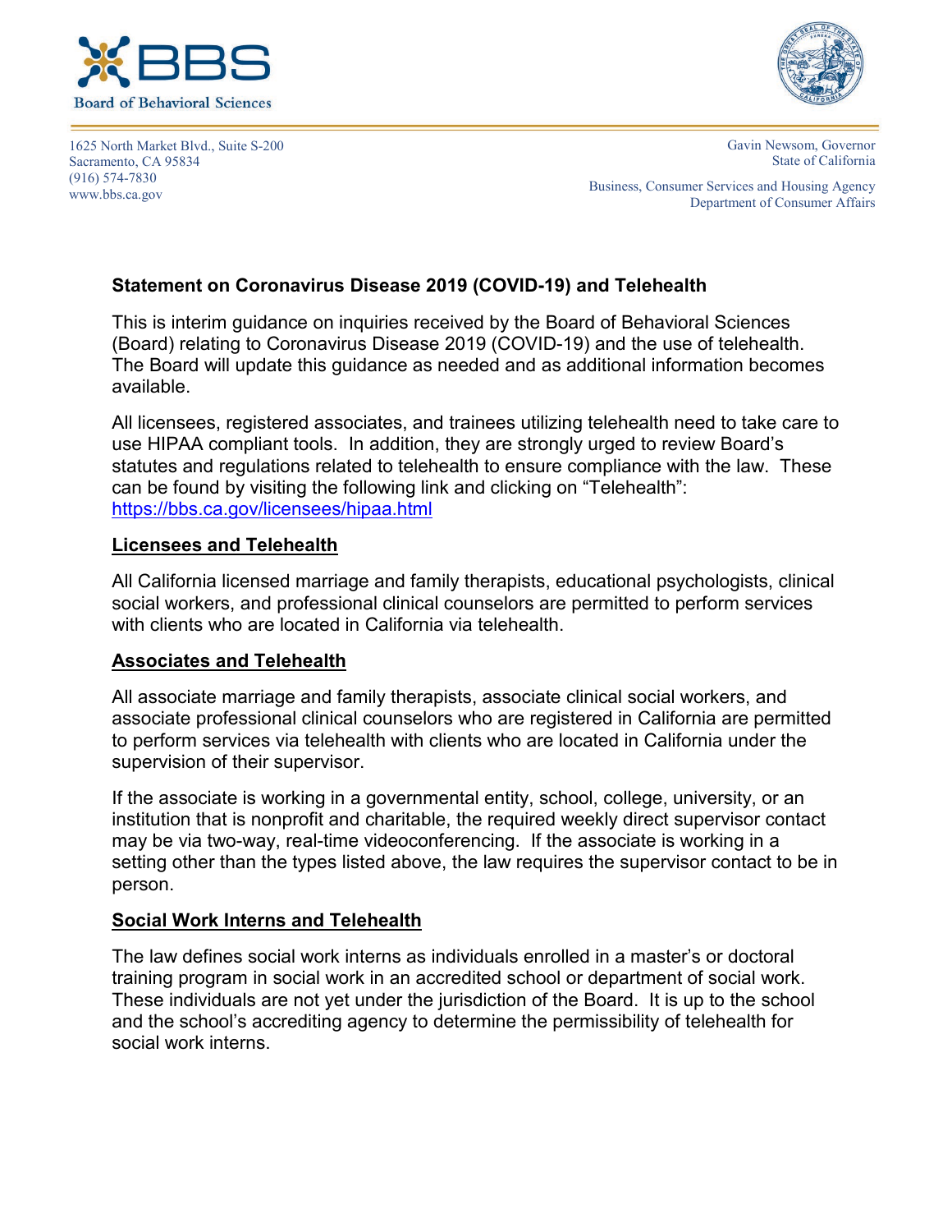**Board of Behavioral Sciences**

1625 North Market Blvd., Suite S-200
Sacramento, CA 95834
(916) 574-7830
www.bbs.ca.gov

Gavin Newsom, Governor
State of California

Business, Consumer Services and Housing Agency
Department of Consumer Affairs

# Statement on Coronavirus Disease 2019 (COVID-19) and Telehealth

This is interim guidance on inquiries received by the Board of Behavioral Sciences (Board) relating to Coronavirus Disease 2019 (COVID-19) and the use of telehealth. The Board will update this guidance as needed and as additional information becomes available.

All licensees, registered associates, and trainees utilizing telehealth need to take care to use HIPAA compliant tools. In addition, they are strongly urged to review Board's statutes and regulations related to telehealth to ensure compliance with the law. These can be found by visiting the following link and clicking on "Telehealth": https://bbs.ca.gov/licensees/hipaa.html

## Licensees and Telehealth

All California licensed marriage and family therapists, educational psychologists, clinical social workers, and professional clinical counselors are permitted to perform services with clients who are located in California via telehealth.

## Associates and Telehealth

All associate marriage and family therapists, associate clinical social workers, and associate professional clinical counselors who are registered in California are permitted to perform services via telehealth with clients who are located in California under the supervision of their supervisor.

If the associate is working in a governmental entity, school, college, university, or an institution that is nonprofit and charitable, the required weekly direct supervisor contact may be via two-way, real-time videoconferencing. If the associate is working in a setting other than the types listed above, the law requires the supervisor contact to be in person.

## Social Work Interns and Telehealth

The law defines social work interns as individuals enrolled in a master's or doctoral training program in social work in an accredited school or department of social work. These individuals are not yet under the jurisdiction of the Board. It is up to the school and the school's accrediting agency to determine the permissibility of telehealth for social work interns.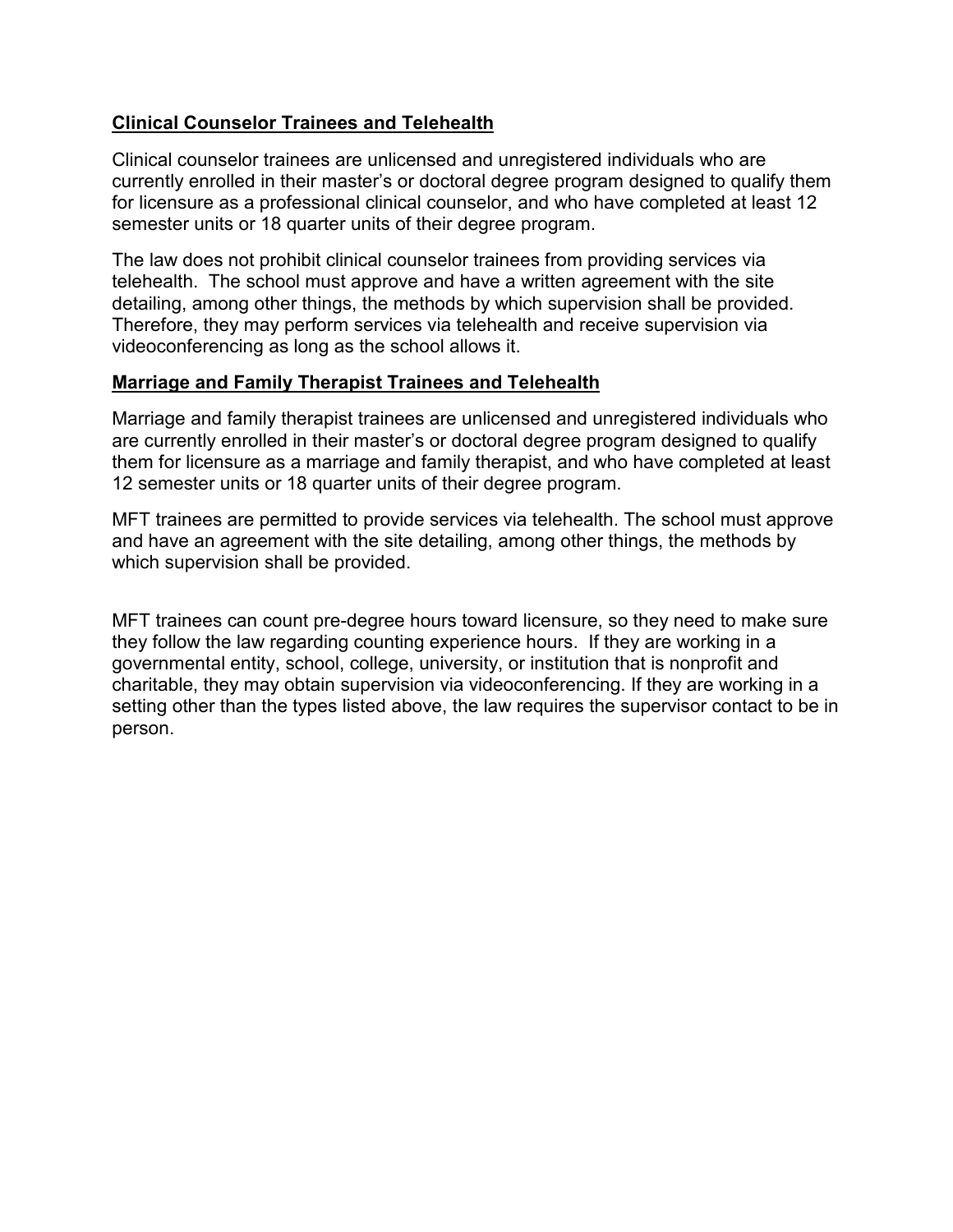## Clinical Counselor Trainees and Telehealth

Clinical counselor trainees are unlicensed and unregistered individuals who are currently enrolled in their master's or doctoral degree program designed to qualify them for licensure as a professional clinical counselor, and who have completed at least 12 semester units or 18 quarter units of their degree program.

The law does not prohibit clinical counselor trainees from providing services via telehealth. The school must approve and have a written agreement with the site detailing, among other things, the methods by which supervision shall be provided. Therefore, they may perform services via telehealth and receive supervision via videoconferencing as long as the school allows it.

## Marriage and Family Therapist Trainees and Telehealth

Marriage and family therapist trainees are unlicensed and unregistered individuals who are currently enrolled in their master's or doctoral degree program designed to qualify them for licensure as a marriage and family therapist, and who have completed at least 12 semester units or 18 quarter units of their degree program.

MFT trainees are permitted to provide services via telehealth. The school must approve and have an agreement with the site detailing, among other things, the methods by which supervision shall be provided.

MFT trainees can count pre-degree hours toward licensure, so they need to make sure they follow the law regarding counting experience hours. If they are working in a governmental entity, school, college, university, or institution that is nonprofit and charitable, they may obtain supervision via videoconferencing. If they are working in a setting other than the types listed above, the law requires the supervisor contact to be in person.